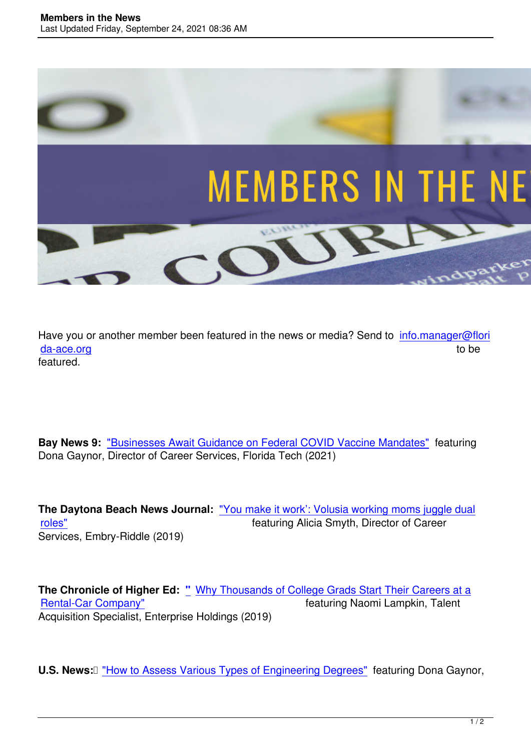Have you or another member been featured in the news or media? Send to info.manager@florida-ace.org to be featured.

**Bay News 9:** "Businesses Await Guidance on Federal COVID Vaccine Mandates" featuring Dona Gaynor, Director of Career Services, Florida Tech (2021)

**The Daytona Beach News Journal:** "'You make it work': Volusia working moms juggle dual roles" featuring Alicia Smyth, Director of Career Services, Embry-Riddle (2019)

**The Chronicle of Higher Ed:** " Why Thousands of College Grads Start Their Careers at a Rental-Car Company" featuring Naomi Lampkin, Talent Acquisition Specialist, Enterprise Holdings (2019)

**U.S. News:** "How to Assess Various Types of Engineering Degrees" featuring Dona Gaynor,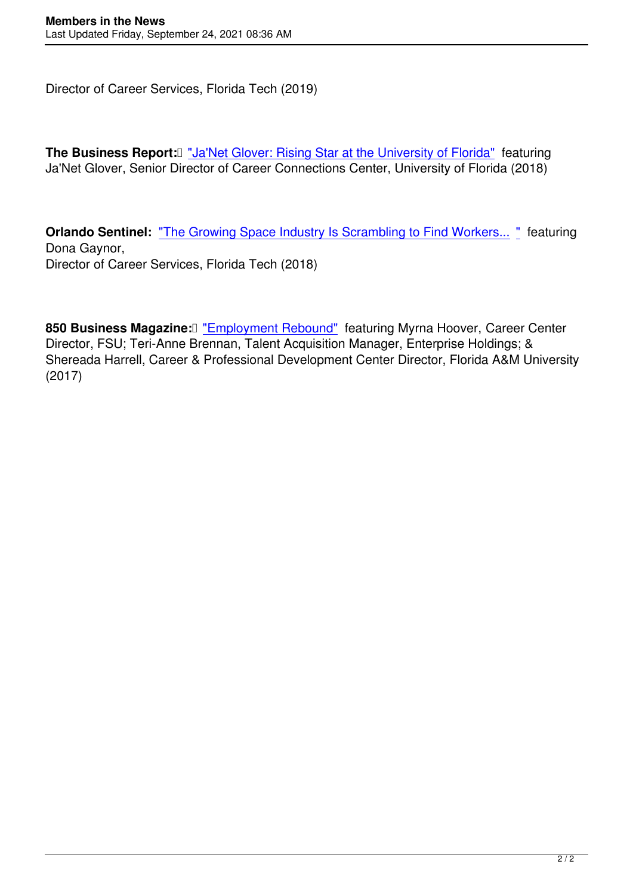Director of Career Services, Florida Tech (2019)

**The Business Report:** "Ja'Net Glover: Rising Star at the University of Florida" featuring Ja'Net Glover, Senior Director of Career Connections Center, University of Florida (2018)

**Orlando Sentinel:** "The Growing Space Industry Is Scrambling to Find Workers... " featuring Dona Gaynor,
Director of Career Services, Florida Tech (2018)

**850 Business Magazine:** "Employment Rebound" featuring Myrna Hoover, Career Center Director, FSU; Teri-Anne Brennan, Talent Acquisition Manager, Enterprise Holdings; & Shereada Harrell, Career & Professional Development Center Director, Florida A&M University (2017)